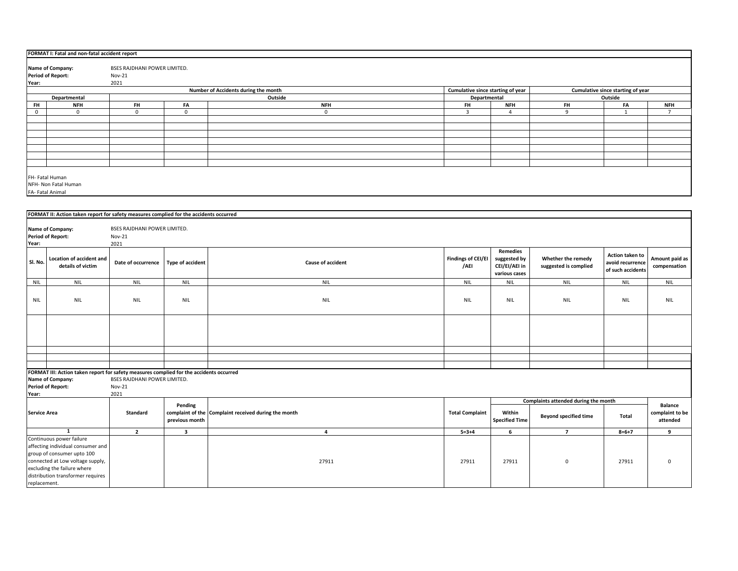**FORMAT I: Fatal and non-fatal accident report**

**Name of Company:** BSES RAJDHANI POWER LIMITED.
**Period of Report:** Nov-21
**Year:** 2021

| Number of Accidents during the month | | | | | Cumulative since starting of year | | Cumulative since starting of year | | |
|---|---|---|---|---|---|---|---|---|---|
| Departmental | | Outside | | | Departmental | | Outside | | |
| FH | NFH | FH | FA | NFH | FH | NFH | FH | FA | NFH |
| 0 | 0 | 0 | 0 | 0 | 3 | 4 | 9 | 1 | 7 |

FH- Fatal Human
NFH- Non Fatal Human
FA- Fatal Animal

**FORMAT II: Action taken report for safety measures complied for the accidents occurred**

**Name of Company:** BSES RAJDHANI POWER LIMITED.
**Period of Report:** Nov-21
**Year:** 2021

| Sl. No. | Location of accident and details of victim | Date of occurrence | Type of accident | Cause of accident | Findings of CEI/EI /AEI | Remedies suggested by CEI/EI/AEI in various cases | Whether the remedy suggested is complied | Action taken to avoid recurrence of such accidents | Amount paid as compensation |
|---|---|---|---|---|---|---|---|---|---|
| NIL | NIL | NIL | NIL | NIL | NIL | NIL | NIL | NIL | NIL |
| NIL | NIL | NIL | NIL | NIL | NIL | NIL | NIL | NIL | NIL |

**FORMAT III: Action taken report for safety measures complied for the accidents occurred**

**Name of Company:** BSES RAJDHANI POWER LIMITED.
**Period of Report:** Nov-21
**Year:** 2021

| Service Area | Standard | Pending complaint of the previous month | Complaint received during the month | Total Complaint | Complaints attended during the month | | | Balance complaint to be attended |
|---|---|---|---|---|---|---|---|---|
| | | | | | Within Specified Time | Beyond specified time | Total | |
| 1 | 2 | 3 | 4 | 5=3+4 | 6 | 7 | 8=6+7 | 9 |
| Continuous power failure affecting individual consumer and group of consumer upto 100 connected at Low voltage supply, excluding the failure where distribution transformer requires replacement. | | | 27911 | 27911 | 27911 | 0 | 27911 | 0 |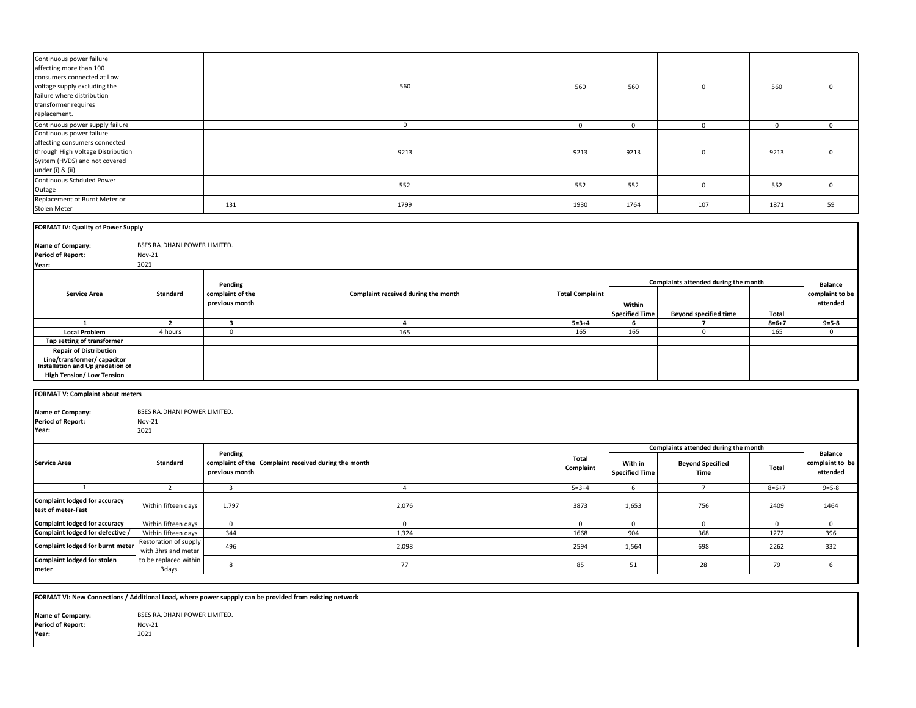| | | | | | | | | |
|---|---|---|---|---|---|---|---|---|
| Continuous power failure affecting more than 100 consumers connected at Low voltage supply excluding the failure where distribution transformer requires replacement. | | | 560 | 560 | 560 | 0 | 560 | 0 |
| Continuous power supply failure | | | 0 | 0 | 0 | 0 | 0 | 0 |
| Continuous power failure affecting consumers connected through High Voltage Distribution System (HVDS) and not covered under (i) & (ii) | | | 9213 | 9213 | 9213 | 0 | 9213 | 0 |
| Continuous Schduled Power Outage | | | 552 | 552 | 552 | 0 | 552 | 0 |
| Replacement of Burnt Meter or Stolen Meter | | 131 | 1799 | 1930 | 1764 | 107 | 1871 | 59 |

**FORMAT IV: Quality of Power Supply**

**Name of Company:** BSES RAJDHANI POWER LIMITED.
**Period of Report:** Nov-21
**Year:** 2021

| Service Area | Standard | Pending complaint of the previous month | Complaint received during the month | Total Complaint | Complaints attended during the month | | | Balance complaint to be attended |
|---|---|---|---|---|---|---|---|---|
| | | | | | Within Specified Time | Beyond specified time | Total | |
| 1 | 2 | 3 | 4 | 5=3+4 | 6 | 7 | 8=6+7 | 9=5-8 |
| Local Problem | 4 hours | 0 | 165 | 165 | 165 | 0 | 165 | 0 |
| Tap setting of transformer | | | | | | | | |
| Repair of Distribution Line/transformer/ capacitor | | | | | | | | |
| Installation and Up gradation of High Tension/ Low Tension | | | | | | | | |

**FORMAT V: Complaint about meters**

**Name of Company:** BSES RAJDHANI POWER LIMITED.
**Period of Report:** Nov-21
**Year:** 2021

| Service Area | Standard | Pending complaint of the previous month | Complaint received during the month | Total Complaint | Complaints attended during the month | | | Balance complaint to be attended |
|---|---|---|---|---|---|---|---|---|
| | | | | | With in Specified Time | Beyond Specified Time | Total | |
| 1 | 2 | 3 | 4 | 5=3+4 | 6 | 7 | 8=6+7 | 9=5-8 |
| Complaint lodged for accuracy test of meter-Fast | Within fifteen days | 1,797 | 2,076 | 3873 | 1,653 | 756 | 2409 | 1464 |
| Complaint lodged for accuracy | Within fifteen days | 0 | 0 | 0 | 0 | 0 | 0 | 0 |
| Complaint lodged for defective / | Within fifteen days | 344 | 1,324 | 1668 | 904 | 368 | 1272 | 396 |
| Complaint lodged for burnt meter | Restoration of supply with 3hrs and meter | 496 | 2,098 | 2594 | 1,564 | 698 | 2262 | 332 |
| Complaint lodged for stolen meter | to be replaced within 3days. | 8 | 77 | 85 | 51 | 28 | 79 | 6 |

**FORMAT VI: New Connections / Additional Load, where power suppply can be provided from existing network**

**Name of Company:** BSES RAJDHANI POWER LIMITED.
**Period of Report:** Nov-21
**Year:** 2021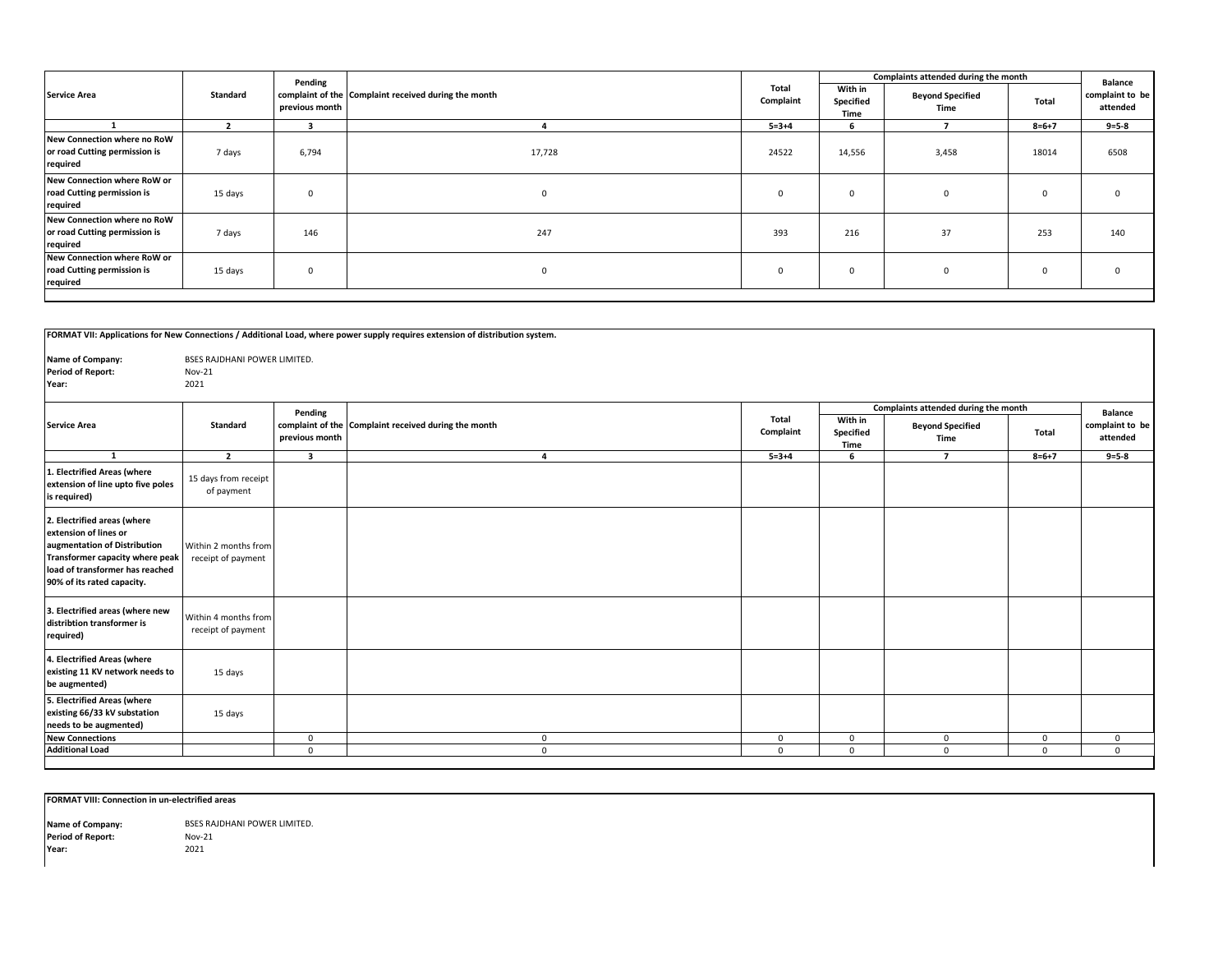| Service Area | Standard | Pending complaint of the previous month | Complaint received during the month | Total Complaint | Complaints attended during the month | | | Balance complaint to be attended |
|---|---|---|---|---|---|---|---|---|
| | | | | | With in Specified Time | Beyond Specified Time | Total | |
| 1 | 2 | 3 | 4 | 5=3+4 | 6 | 7 | 8=6+7 | 9=5-8 |
| **New Connection where no RoW or road Cutting permission is required** | 7 days | 6,794 | 17,728 | 24522 | 14,556 | 3,458 | 18014 | 6508 |
| **New Connection where RoW or road Cutting permission is required** | 15 days | 0 | 0 | 0 | 0 | 0 | 0 | 0 |
| **New Connection where no RoW or road Cutting permission is required** | 7 days | 146 | 247 | 393 | 216 | 37 | 253 | 140 |
| **New Connection where RoW or road Cutting permission is required** | 15 days | 0 | 0 | 0 | 0 | 0 | 0 | 0 |

**FORMAT VII: Applications for New Connections / Additional Load, where power supply requires extension of distribution system.**

**Name of Company:** BSES RAJDHANI POWER LIMITED.
**Period of Report:** Nov-21
**Year:** 2021

| Service Area | Standard | Pending complaint of the previous month | Complaint received during the month | Total Complaint | Complaints attended during the month | | | Balance complaint to be attended |
|---|---|---|---|---|---|---|---|---|
| | | | | | With in Specified Time | Beyond Specified Time | Total | |
| 1 | 2 | 3 | 4 | 5=3+4 | 6 | 7 | 8=6+7 | 9=5-8 |
| **1. Electrified Areas (where extension of line upto five poles is required)** | 15 days from receipt of payment | | | | | | | |
| **2. Electrified areas (where extension of lines or augmentation of Distribution Transformer capacity where peak load of transformer has reached 90% of its rated capacity.** | Within 2 months from receipt of payment | | | | | | | |
| **3. Electrified areas (where new distribtion transformer is required)** | Within 4 months from receipt of payment | | | | | | | |
| **4. Electrified Areas (where existing 11 KV network needs to be augmented)** | 15 days | | | | | | | |
| **5. Electrified Areas (where existing 66/33 kV substation needs to be augmented)** | 15 days | | | | | | | |
| **New Connections** | | 0 | 0 | 0 | 0 | 0 | 0 | 0 |
| **Additional Load** | | 0 | 0 | 0 | 0 | 0 | 0 | 0 |

**FORMAT VIII: Connection in un-electrified areas**

**Name of Company:** BSES RAJDHANI POWER LIMITED.
**Period of Report:** Nov-21
**Year:** 2021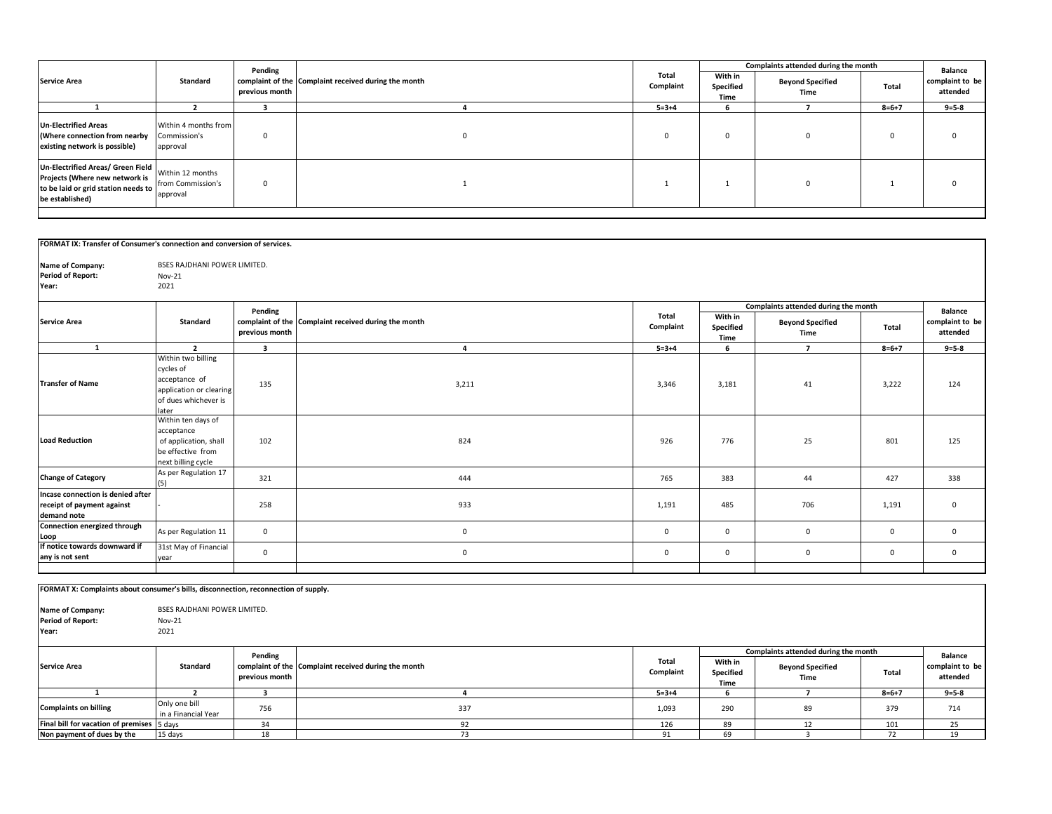| Service Area | Standard | Pending complaint of the previous month | Complaint received during the month | Total Complaint | Complaints attended during the month | | | Balance complaint to be attended |
|---|---|---|---|---|---|---|---|---|
| | | | | | With in Specified Time | Beyond Specified Time | Total | |
| 1 | 2 | 3 | 4 | 5=3+4 | 6 | 7 | 8=6+7 | 9=5-8 |
| **Un-Electrified Areas (Where connection from nearby existing network is possible)** | Within 4 months from Commission's approval | 0 | 0 | 0 | 0 | 0 | 0 | 0 |
| **Un-Electrified Areas/ Green Field Projects (Where new network is to be laid or grid station needs to be established)** | Within 12 months from Commission's approval | 0 | 1 | 1 | 1 | 0 | 1 | 0 |

**FORMAT IX: Transfer of Consumer's connection and conversion of services.**

**Name of Company:** BSES RAJDHANI POWER LIMITED.
**Period of Report:** Nov-21
**Year:** 2021

| Service Area | Standard | Pending complaint of the previous month | Complaint received during the month | Total Complaint | Complaints attended during the month | | | Balance complaint to be attended |
|---|---|---|---|---|---|---|---|---|
| | | | | | With in Specified Time | Beyond Specified Time | Total | |
| 1 | 2 | 3 | 4 | 5=3+4 | 6 | 7 | 8=6+7 | 9=5-8 |
| **Transfer of Name** | Within two billing cycles of acceptance of application or clearing of dues whichever is later | 135 | 3,211 | 3,346 | 3,181 | 41 | 3,222 | 124 |
| **Load Reduction** | Within ten days of acceptance of application, shall be effective from next billing cycle | 102 | 824 | 926 | 776 | 25 | 801 | 125 |
| **Change of Category** | As per Regulation 17 (5) | 321 | 444 | 765 | 383 | 44 | 427 | 338 |
| **Incase connection is denied after receipt of payment against demand note** | - | 258 | 933 | 1,191 | 485 | 706 | 1,191 | 0 |
| **Connection energized through Loop** | As per Regulation 11 | 0 | 0 | 0 | 0 | 0 | 0 | 0 |
| **If notice towards downward if any is not sent** | 31st May of Financial year | 0 | 0 | 0 | 0 | 0 | 0 | 0 |

**FORMAT X: Complaints about consumer's bills, disconnection, reconnection of supply.**

**Name of Company:** BSES RAJDHANI POWER LIMITED.
**Period of Report:** Nov-21
**Year:** 2021

| Service Area | Standard | Pending complaint of the previous month | Complaint received during the month | Total Complaint | Complaints attended during the month | | | Balance complaint to be attended |
|---|---|---|---|---|---|---|---|---|
| | | | | | With in Specified Time | Beyond Specified Time | Total | |
| 1 | 2 | 3 | 4 | 5=3+4 | 6 | 7 | 8=6+7 | 9=5-8 |
| **Complaints on billing** | Only one bill in a Financial Year | 756 | 337 | 1,093 | 290 | 89 | 379 | 714 |
| **Final bill for vacation of premises** | 5 days | 34 | 92 | 126 | 89 | 12 | 101 | 25 |
| **Non payment of dues by the** | 15 days | 18 | 73 | 91 | 69 | 3 | 72 | 19 |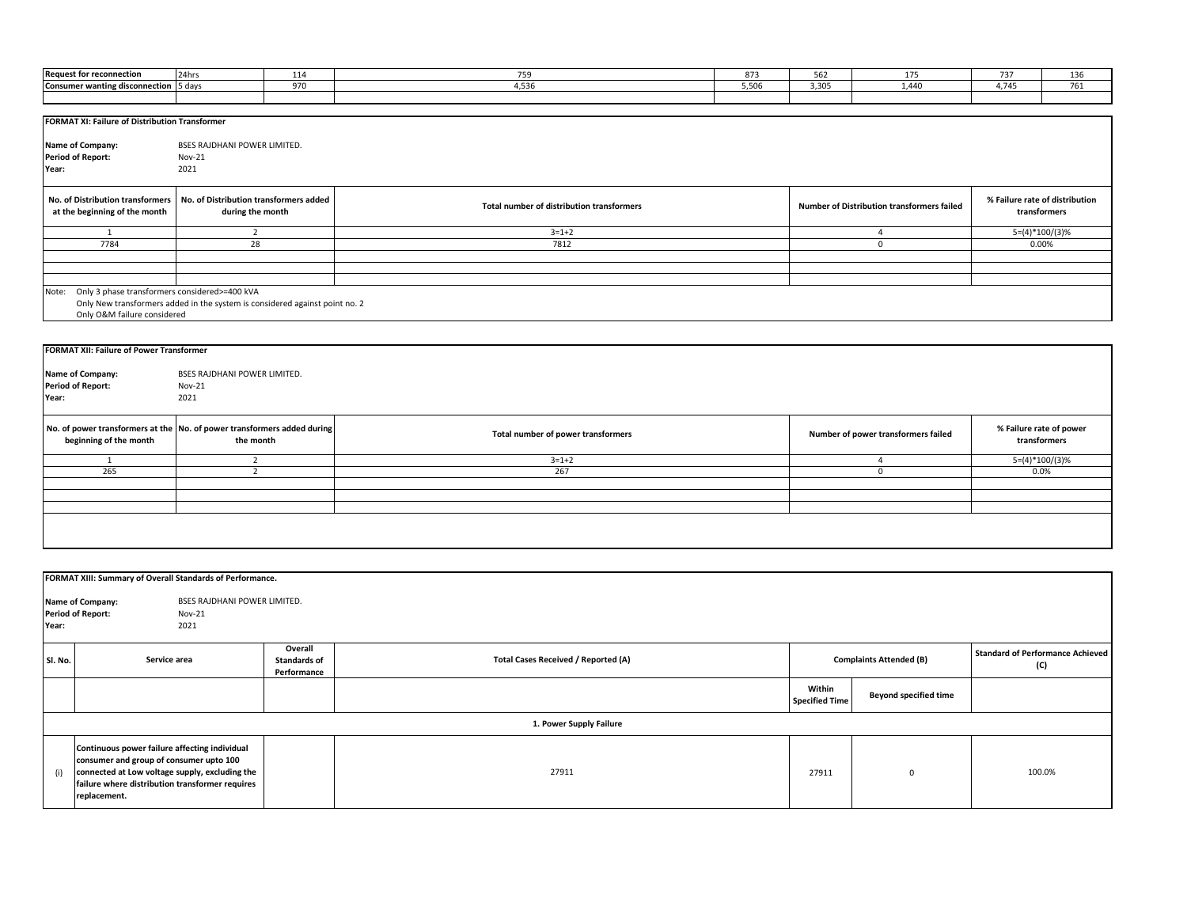| Request for reconnection | 24hrs | 114 | 759 | 873 | 562 | 175 | 737 | 136 |
|---|---|---|---|---|---|---|---|---|
| Consumer wanting disconnection | 5 days | 970 | 4,536 | 5,506 | 3,305 | 1,440 | 4,745 | 761 |
| | | | | | | | | |

**FORMAT XI: Failure of Distribution Transformer**

**Name of Company:** BSES RAJDHANI POWER LIMITED.
**Period of Report:** Nov-21
**Year:** 2021

| No. of Distribution transformers at the beginning of the month | No. of Distribution transformers added during the month | Total number of distribution transformers | Number of Distribution transformers failed | % Failure rate of distribution transformers |
|---|---|---|---|---|
| 1 | 2 | 3=1+2 | 4 | 5=(4)*100/(3)% |
| 7784 | 28 | 7812 | 0 | 0.00% |
| | | | | |
| | | | | |
| | | | | |

Note: Only 3 phase transformers considered>=400 kVA
Only New transformers added in the system is considered against point no. 2
Only O&M failure considered

**FORMAT XII: Failure of Power Transformer**

**Name of Company:** BSES RAJDHANI POWER LIMITED.
**Period of Report:** Nov-21
**Year:** 2021

| No. of power transformers at the beginning of the month | No. of power transformers added during the month | Total number of power transformers | Number of power transformers failed | % Failure rate of power transformers |
|---|---|---|---|---|
| 1 | 2 | 3=1+2 | 4 | 5=(4)*100/(3)% |
| 265 | 2 | 267 | 0 | 0.0% |
| | | | | |
| | | | | |
| | | | | |

**FORMAT XIII: Summary of Overall Standards of Performance.**

**Name of Company:** BSES RAJDHANI POWER LIMITED.
**Period of Report:** Nov-21
**Year:** 2021

| Sl. No. | Service area | Overall Standards of Performance | Total Cases Received / Reported (A) | Complaints Attended (B) | | Standard of Performance Achieved (C) |
|---|---|---|---|---|---|---|
| | | | | Within Specified Time | Beyond specified time | |
| | | | 1. Power Supply Failure | | | |
| (i) | Continuous power failure affecting individual consumer and group of consumer upto 100 connected at Low voltage supply, excluding the failure where distribution transformer requires replacement. | | 27911 | 27911 | 0 | 100.0% |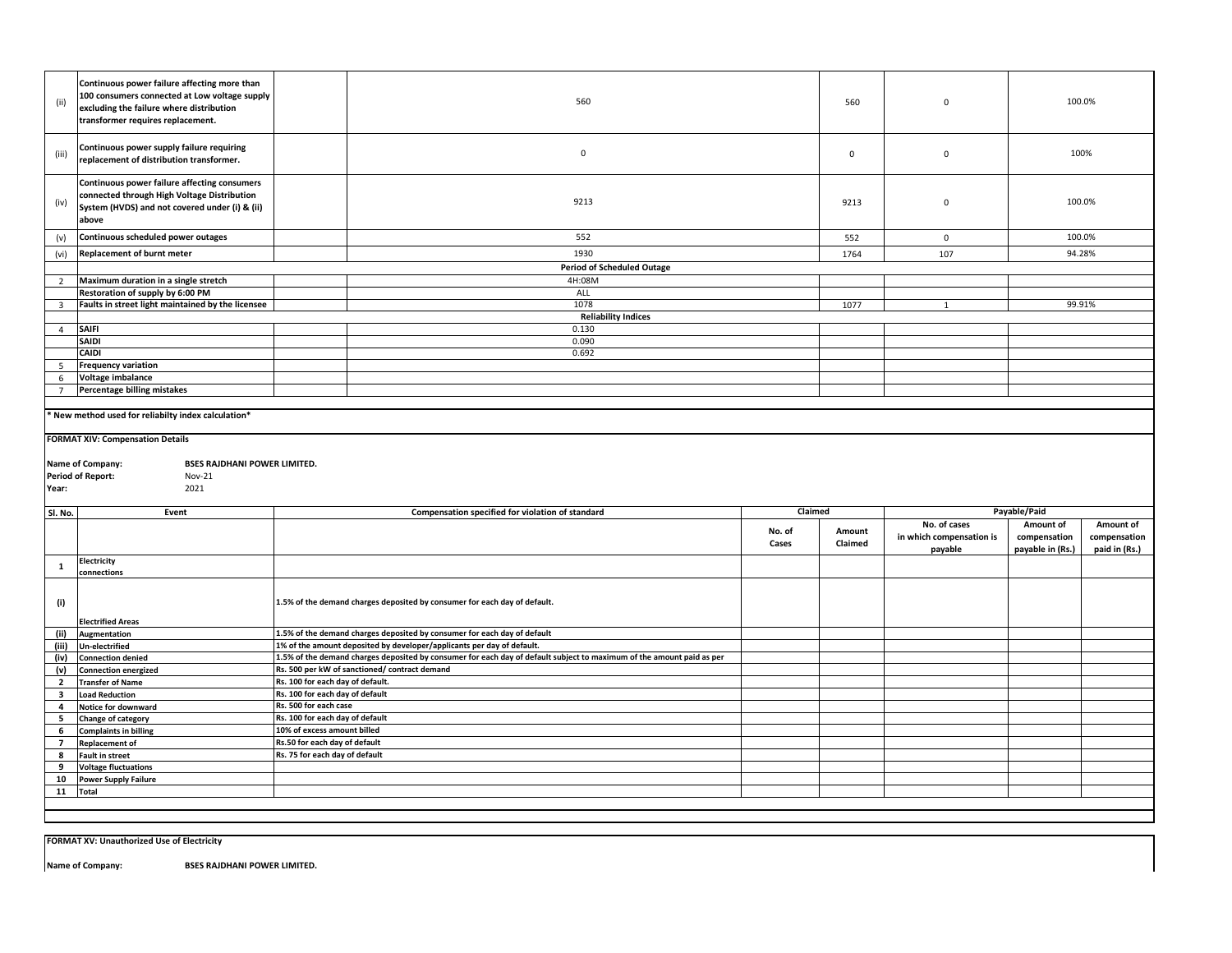| | | | | | | |
|---|---|---|---|---|---|---|
| (ii) | Continuous power failure affecting more than 100 consumers connected at Low voltage supply excluding the failure where distribution transformer requires replacement. | | 560 | 560 | 0 | 100.0% |
| (iii) | Continuous power supply failure requiring replacement of distribution transformer. | | 0 | 0 | 0 | 100% |
| (iv) | Continuous power failure affecting consumers connected through High Voltage Distribution System (HVDS) and not covered under (i) & (ii) above | | 9213 | 9213 | 0 | 100.0% |
| (v) | Continuous scheduled power outages | | 552 | 552 | 0 | 100.0% |
| (vi) | Replacement of burnt meter | | 1930 | 1764 | 107 | 94.28% |
| | | | **Period of Scheduled Outage** | | | |
| 2 | Maximum duration in a single stretch | | 4H:08M | | | |
| | Restoration of supply by 6:00 PM | | ALL | | | |
| 3 | Faults in street light maintained by the licensee | | 1078 | 1077 | 1 | 99.91% |
| | | | **Reliability Indices** | | | |
| 4 | SAIFI | | 0.130 | | | |
| | SAIDI | | 0.090 | | | |
| | CAIDI | | 0.692 | | | |
| 5 | Frequency variation | | | | | |
| 6 | Voltage imbalance | | | | | |
| 7 | Percentage billing mistakes | | | | | |

**\* New method used for reliabilty index calculation\***

**FORMAT XIV: Compensation Details**

**Name of Company:** **BSES RAJDHANI POWER LIMITED.**
**Period of Report:** Nov-21
**Year:** 2021

| Sl. No. | Event | Compensation specified for violation of standard | Claimed | | Payable/Paid | | |
|---|---|---|---|---|---|---|---|
| | | | No. of Cases | Amount Claimed | No. of cases in which compensation is payable | Amount of compensation payable in (Rs.) | Amount of compensation paid in (Rs.) |
| 1 | Electricity connections | | | | | | |
| (i) | Electrified Areas | 1.5% of the demand charges deposited by consumer for each day of default. | | | | | |
| (ii) | Augmentation | 1.5% of the demand charges deposited by consumer for each day of default | | | | | |
| (iii) | Un-electrified | 1% of the amount deposited by developer/applicants per day of default. | | | | | |
| (iv) | Connection denied | 1.5% of the demand charges deposited by consumer for each day of default subject to maximum of the amount paid as per | | | | | |
| (v) | Connection energized | Rs. 500 per kW of sanctioned/ contract demand | | | | | |
| 2 | Transfer of Name | Rs. 100 for each day of default. | | | | | |
| 3 | Load Reduction | Rs. 100 for each day of default | | | | | |
| 4 | Notice for downward | Rs. 500 for each case | | | | | |
| 5 | Change of category | Rs. 100 for each day of default | | | | | |
| 6 | Complaints in billing | 10% of excess amount billed | | | | | |
| 7 | Replacement of | Rs.50 for each day of default | | | | | |
| 8 | Fault in street | Rs. 75 for each day of default | | | | | |
| 9 | Voltage fluctuations | | | | | | |
| 10 | Power Supply Failure | | | | | | |
| 11 | Total | | | | | | |

**FORMAT XV: Unauthorized Use of Electricity**

**Name of Company:** **BSES RAJDHANI POWER LIMITED.**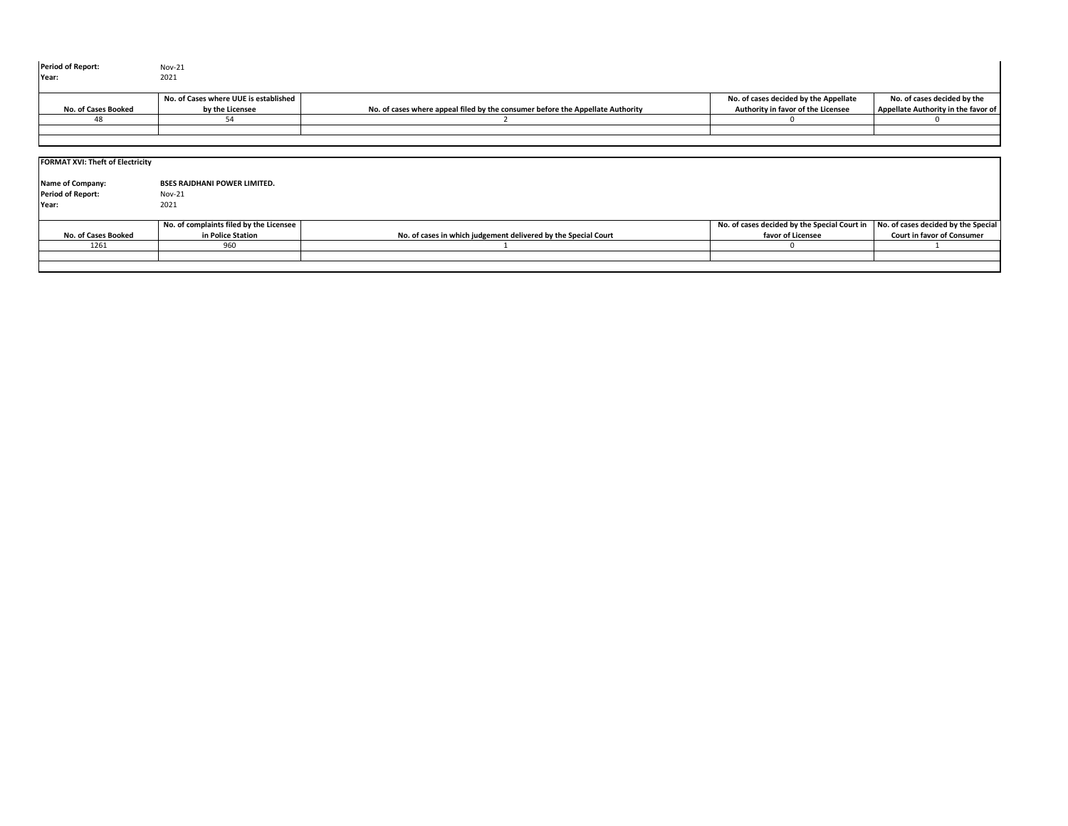**Period of Report:** Nov-21
**Year:** 2021

| No. of Cases Booked | No. of Cases where UUE is established by the Licensee | No. of cases where appeal filed by the consumer before the Appellate Authority | No. of cases decided by the Appellate Authority in favor of the Licensee | No. of cases decided by the Appellate Authority in the favor of |
|---|---|---|---|---|
| 48 | 54 | 2 | 0 | 0 |
| | | | | |

**FORMAT XVI: Theft of Electricity**

**Name of Company:** **BSES RAJDHANI POWER LIMITED.**
**Period of Report:** Nov-21
**Year:** 2021

| No. of Cases Booked | No. of complaints filed by the Licensee in Police Station | No. of cases in which judgement delivered by the Special Court | No. of cases decided by the Special Court in favor of Licensee | No. of cases decided by the Special Court in favor of Consumer |
|---|---|---|---|---|
| 1261 | 960 | 1 | 0 | 1 |
| | | | | |